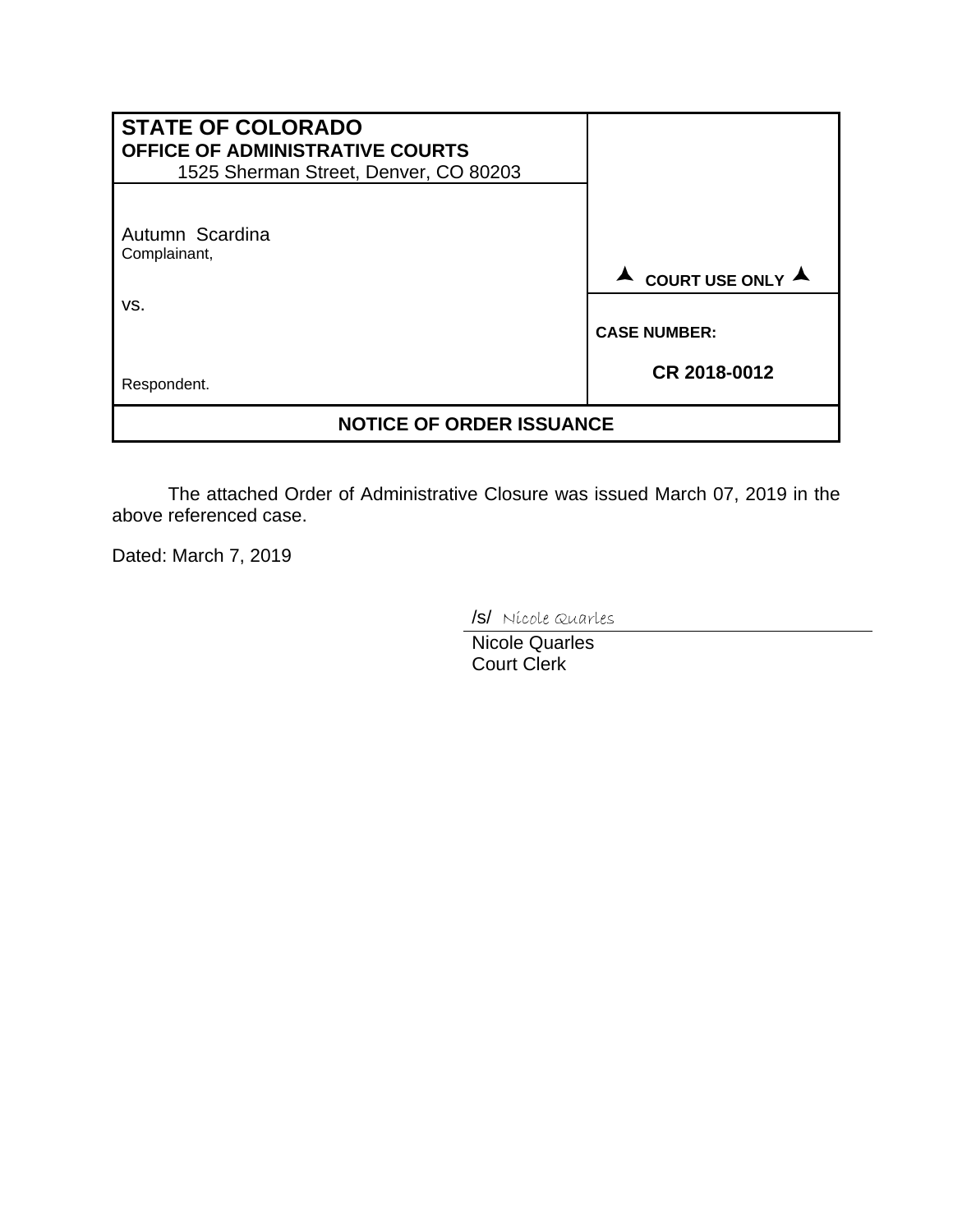| **STATE OF COLORADO**<br>**OFFICE OF ADMINISTRATIVE COURTS**<br>1525 Sherman Street, Denver, CO 80203 | |
|---|---|
| Autumn Scardina<br>Complainant,<br><br>vs.<br><br>Respondent. | ▲ **COURT USE ONLY** ▲<br><br>**CASE NUMBER:**<br><br>**CR 2018-0012** |

## NOTICE OF ORDER ISSUANCE

The attached Order of Administrative Closure was issued March 07, 2019 in the above referenced case.

Dated: March 7, 2019

/s/ Nicole Quarles

Nicole Quarles
Court Clerk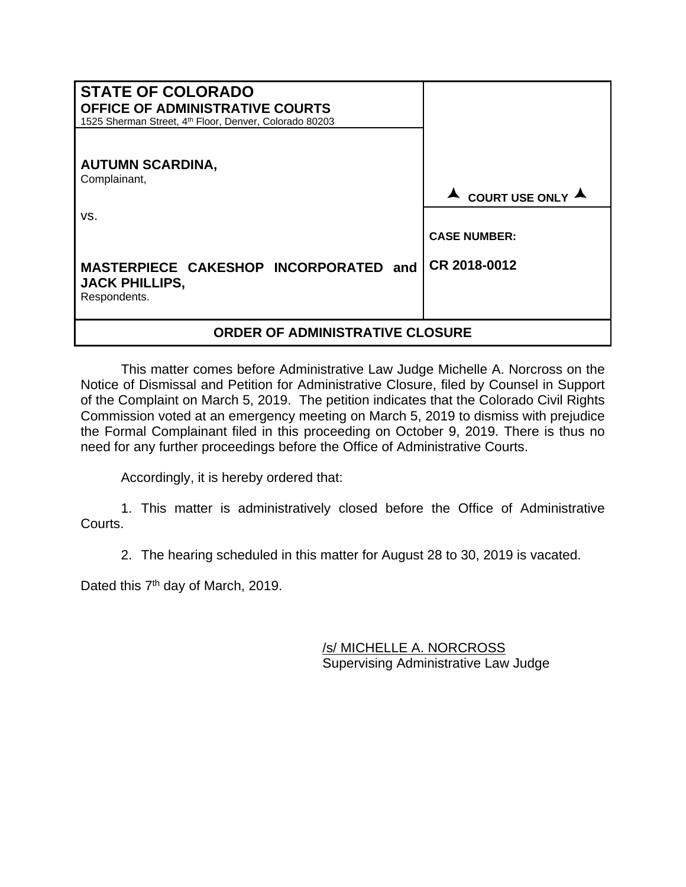| **STATE OF COLORADO**<br>**OFFICE OF ADMINISTRATIVE COURTS**<br>1525 Sherman Street, 4th Floor, Denver, Colorado 80203 | |
| --- | --- |
| **AUTUMN SCARDINA,**<br>Complainant,<br><br>vs.<br><br>**MASTERPIECE CAKESHOP INCORPORATED and JACK PHILLIPS,**<br>Respondents. | **▲ COURT USE ONLY ▲**<br><br>**CASE NUMBER:**<br><br>**CR 2018-0012** |

## ORDER OF ADMINISTRATIVE CLOSURE

This matter comes before Administrative Law Judge Michelle A. Norcross on the Notice of Dismissal and Petition for Administrative Closure, filed by Counsel in Support of the Complaint on March 5, 2019. The petition indicates that the Colorado Civil Rights Commission voted at an emergency meeting on March 5, 2019 to dismiss with prejudice the Formal Complainant filed in this proceeding on October 9, 2019. There is thus no need for any further proceedings before the Office of Administrative Courts.

Accordingly, it is hereby ordered that:

1. This matter is administratively closed before the Office of Administrative Courts.

2. The hearing scheduled in this matter for August 28 to 30, 2019 is vacated.

Dated this 7th day of March, 2019.

/s/ MICHELLE A. NORCROSS
Supervising Administrative Law Judge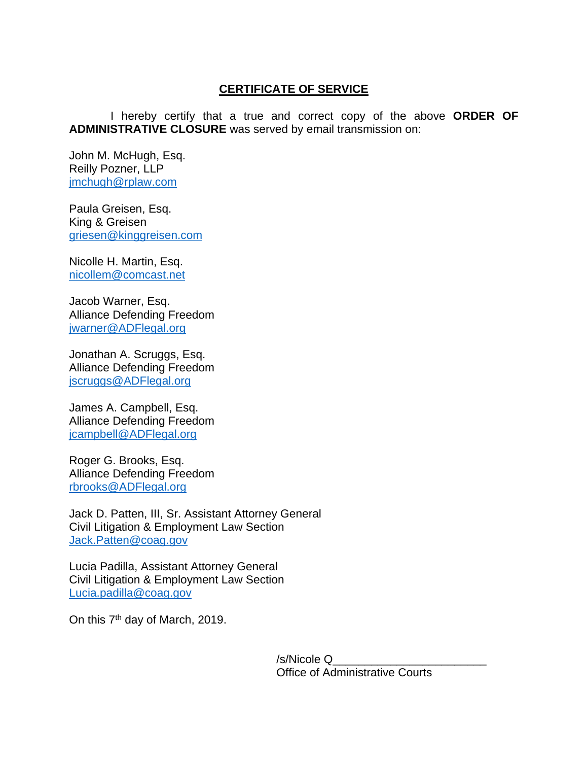## CERTIFICATE OF SERVICE

I hereby certify that a true and correct copy of the above **ORDER OF ADMINISTRATIVE CLOSURE** was served by email transmission on:

John M. McHugh, Esq.
Reilly Pozner, LLP
jmchugh@rplaw.com

Paula Greisen, Esq.
King & Greisen
griesen@kinggreisen.com

Nicolle H. Martin, Esq.
nicollem@comcast.net

Jacob Warner, Esq.
Alliance Defending Freedom
jwarner@ADFlegal.org

Jonathan A. Scruggs, Esq.
Alliance Defending Freedom
jscruggs@ADFlegal.org

James A. Campbell, Esq.
Alliance Defending Freedom
jcampbell@ADFlegal.org

Roger G. Brooks, Esq.
Alliance Defending Freedom
rbrooks@ADFlegal.org

Jack D. Patten, III, Sr. Assistant Attorney General
Civil Litigation & Employment Law Section
Jack.Patten@coag.gov

Lucia Padilla, Assistant Attorney General
Civil Litigation & Employment Law Section
Lucia.padilla@coag.gov

On this 7th day of March, 2019.

/s/Nicole Q________________________
Office of Administrative Courts